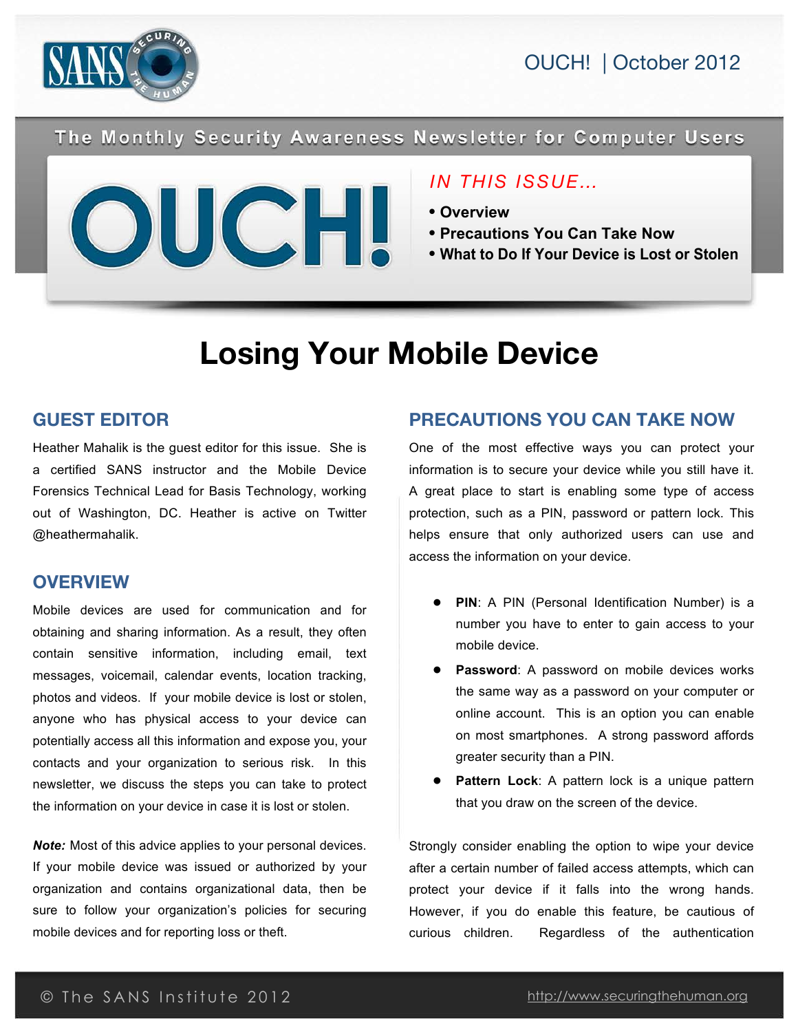OUCH! | October 2012

The Monthly Security Awareness Newsletter for Computer Users

# OUCH!

*IN THIS ISSUE…*

- **Overview**
- **Precautions You Can Take Now**
- **What to Do If Your Device is Lost or Stolen**

# Losing Your Mobile Device

## GUEST EDITOR

Heather Mahalik is the guest editor for this issue. She is a certified SANS instructor and the Mobile Device Forensics Technical Lead for Basis Technology, working out of Washington, DC. Heather is active on Twitter @heathermahalik.

## OVERVIEW

Mobile devices are used for communication and for obtaining and sharing information. As a result, they often contain sensitive information, including email, text messages, voicemail, calendar events, location tracking, photos and videos. If your mobile device is lost or stolen, anyone who has physical access to your device can potentially access all this information and expose you, your contacts and your organization to serious risk. In this newsletter, we discuss the steps you can take to protect the information on your device in case it is lost or stolen.

***Note:*** Most of this advice applies to your personal devices. If your mobile device was issued or authorized by your organization and contains organizational data, then be sure to follow your organization's policies for securing mobile devices and for reporting loss or theft.

## PRECAUTIONS YOU CAN TAKE NOW

One of the most effective ways you can protect your information is to secure your device while you still have it. A great place to start is enabling some type of access protection, such as a PIN, password or pattern lock. This helps ensure that only authorized users can use and access the information on your device.

- **PIN**: A PIN (Personal Identification Number) is a number you have to enter to gain access to your mobile device.
- **Password**: A password on mobile devices works the same way as a password on your computer or online account. This is an option you can enable on most smartphones. A strong password affords greater security than a PIN.
- **Pattern Lock**: A pattern lock is a unique pattern that you draw on the screen of the device.

Strongly consider enabling the option to wipe your device after a certain number of failed access attempts, which can protect your device if it falls into the wrong hands. However, if you do enable this feature, be cautious of curious children. Regardless of the authentication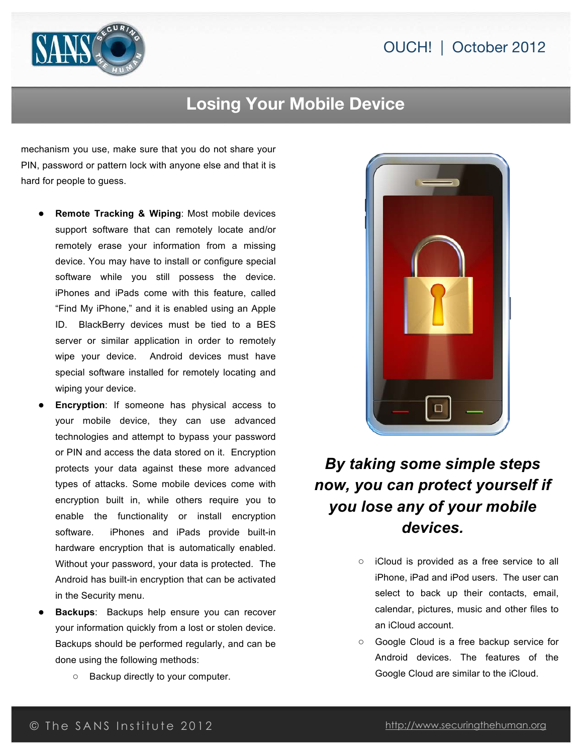mechanism you use, make sure that you do not share your PIN, password or pattern lock with anyone else and that it is hard for people to guess.

- **Remote Tracking & Wiping**: Most mobile devices support software that can remotely locate and/or remotely erase your information from a missing device. You may have to install or configure special software while you still possess the device. iPhones and iPads come with this feature, called "Find My iPhone," and it is enabled using an Apple ID. BlackBerry devices must be tied to a BES server or similar application in order to remotely wipe your device. Android devices must have special software installed for remotely locating and wiping your device.
- **Encryption**: If someone has physical access to your mobile device, they can use advanced technologies and attempt to bypass your password or PIN and access the data stored on it. Encryption protects your data against these more advanced types of attacks. Some mobile devices come with encryption built in, while others require you to enable the functionality or install encryption software. iPhones and iPads provide built-in hardware encryption that is automatically enabled. Without your password, your data is protected. The Android has built-in encryption that can be activated in the Security menu.
- **Backups**: Backups help ensure you can recover your information quickly from a lost or stolen device. Backups should be performed regularly, and can be done using the following methods:
    - Backup directly to your computer.
    - iCloud is provided as a free service to all iPhone, iPad and iPod users. The user can select to back up their contacts, email, calendar, pictures, music and other files to an iCloud account.
    - Google Cloud is a free backup service for Android devices. The features of the Google Cloud are similar to the iCloud.

***By taking some simple steps now, you can protect yourself if you lose any of your mobile devices.***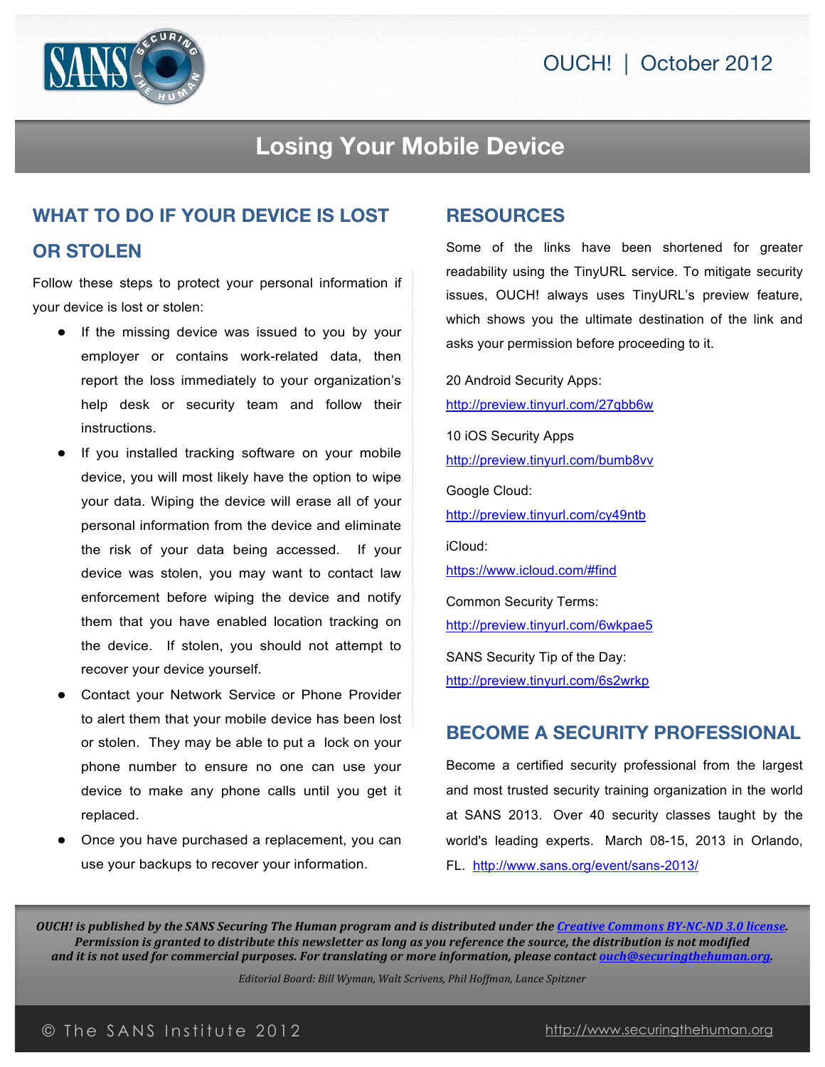# Losing Your Mobile Device

## WHAT TO DO IF YOUR DEVICE IS LOST OR STOLEN

Follow these steps to protect your personal information if your device is lost or stolen:

- If the missing device was issued to you by your employer or contains work-related data, then report the loss immediately to your organization's help desk or security team and follow their instructions.
- If you installed tracking software on your mobile device, you will most likely have the option to wipe your data. Wiping the device will erase all of your personal information from the device and eliminate the risk of your data being accessed. If your device was stolen, you may want to contact law enforcement before wiping the device and notify them that you have enabled location tracking on the device. If stolen, you should not attempt to recover your device yourself.
- Contact your Network Service or Phone Provider to alert them that your mobile device has been lost or stolen. They may be able to put a lock on your phone number to ensure no one can use your device to make any phone calls until you get it replaced.
- Once you have purchased a replacement, you can use your backups to recover your information.

## RESOURCES

Some of the links have been shortened for greater readability using the TinyURL service. To mitigate security issues, OUCH! always uses TinyURL's preview feature, which shows you the ultimate destination of the link and asks your permission before proceeding to it.

20 Android Security Apps:
http://preview.tinyurl.com/27qbb6w

10 iOS Security Apps
http://preview.tinyurl.com/bumb8vv

Google Cloud:
http://preview.tinyurl.com/cy49ntb

iCloud:
https://www.icloud.com/#find

Common Security Terms:
http://preview.tinyurl.com/6wkpae5

SANS Security Tip of the Day:
http://preview.tinyurl.com/6s2wrkp

## BECOME A SECURITY PROFESSIONAL

Become a certified security professional from the largest and most trusted security training organization in the world at SANS 2013. Over 40 security classes taught by the world's leading experts. March 08-15, 2013 in Orlando, FL. http://www.sans.org/event/sans-2013/

*OUCH! is published by the SANS Securing The Human program and is distributed under the Creative Commons BY-NC-ND 3.0 license. Permission is granted to distribute this newsletter as long as you reference the source, the distribution is not modified and it is not used for commercial purposes. For translating or more information, please contact ouch@securingthehuman.org.*

*Editorial Board: Bill Wyman, Walt Scrivens, Phil Hoffman, Lance Spitzner*

© The SANS Institute 2012 http://www.securingthehuman.org